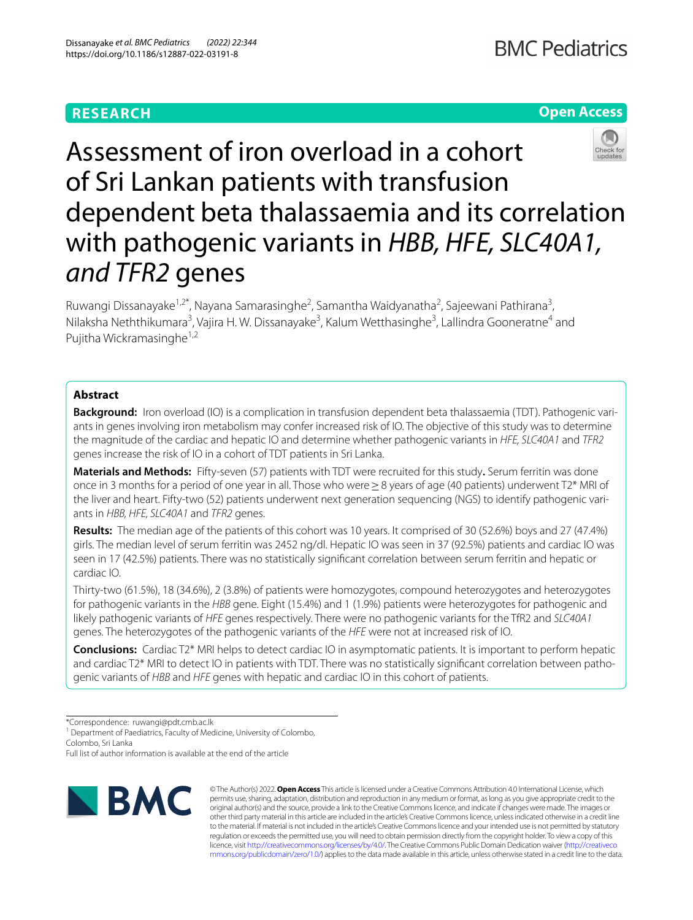RESEARCH

Open Access

# Assessment of iron overload in a cohort of Sri Lankan patients with transfusion dependent beta thalassaemia and its correlation with pathogenic variants in *HBB, HFE, SLC40A1, and TFR2* genes

Ruwangi Dissanayake[1,2*], Nayana Samarasinghe[2], Samantha Waidyanatha[2], Sajeewani Pathirana[3], Nilaksha Neththikumara[3], Vajira H. W. Dissanayake[3], Kalum Wetthasinghe[3], Lallindra Gooneratne[4] and Pujitha Wickramasinghe[1,2]

## Abstract

**Background:** Iron overload (IO) is a complication in transfusion dependent beta thalassaemia (TDT). Pathogenic variants in genes involving iron metabolism may confer increased risk of IO. The objective of this study was to determine the magnitude of the cardiac and hepatic IO and determine whether pathogenic variants in *HFE, SLC40A1* and *TFR2* genes increase the risk of IO in a cohort of TDT patients in Sri Lanka.

**Materials and Methods:** Fifty-seven (57) patients with TDT were recruited for this study**.** Serum ferritin was done once in 3 months for a period of one year in all. Those who were ≥ 8 years of age (40 patients) underwent T2* MRI of the liver and heart. Fifty-two (52) patients underwent next generation sequencing (NGS) to identify pathogenic variants in *HBB, HFE, SLC40A1* and *TFR2* genes.

**Results:** The median age of the patients of this cohort was 10 years. It comprised of 30 (52.6%) boys and 27 (47.4%) girls. The median level of serum ferritin was 2452 ng/dl. Hepatic IO was seen in 37 (92.5%) patients and cardiac IO was seen in 17 (42.5%) patients. There was no statistically significant correlation between serum ferritin and hepatic or cardiac IO.

Thirty-two (61.5%), 18 (34.6%), 2 (3.8%) of patients were homozygotes, compound heterozygotes and heterozygotes for pathogenic variants in the *HBB* gene. Eight (15.4%) and 1 (1.9%) patients were heterozygotes for pathogenic and likely pathogenic variants of *HFE* genes respectively. There were no pathogenic variants for the TfR2 and *SLC40A1* genes. The heterozygotes of the pathogenic variants of the *HFE* were not at increased risk of IO.

**Conclusions:** Cardiac T2* MRI helps to detect cardiac IO in asymptomatic patients. It is important to perform hepatic and cardiac T2* MRI to detect IO in patients with TDT. There was no statistically significant correlation between pathogenic variants of *HBB* and *HFE* genes with hepatic and cardiac IO in this cohort of patients.

*Correspondence: ruwangi@pdt.cmb.ac.lk

[1] Department of Paediatrics, Faculty of Medicine, University of Colombo, Colombo, Sri Lanka

Full list of author information is available at the end of the article

© The Author(s) 2022. **Open Access** This article is licensed under a Creative Commons Attribution 4.0 International License, which permits use, sharing, adaptation, distribution and reproduction in any medium or format, as long as you give appropriate credit to the original author(s) and the source, provide a link to the Creative Commons licence, and indicate if changes were made. The images or other third party material in this article are included in the article's Creative Commons licence, unless indicated otherwise in a credit line to the material. If material is not included in the article's Creative Commons licence and your intended use is not permitted by statutory regulation or exceeds the permitted use, you will need to obtain permission directly from the copyright holder. To view a copy of this licence, visit http://creativecommons.org/licenses/by/4.0/. The Creative Commons Public Domain Dedication waiver (http://creativecommons.org/publicdomain/zero/1.0/) applies to the data made available in this article, unless otherwise stated in a credit line to the data.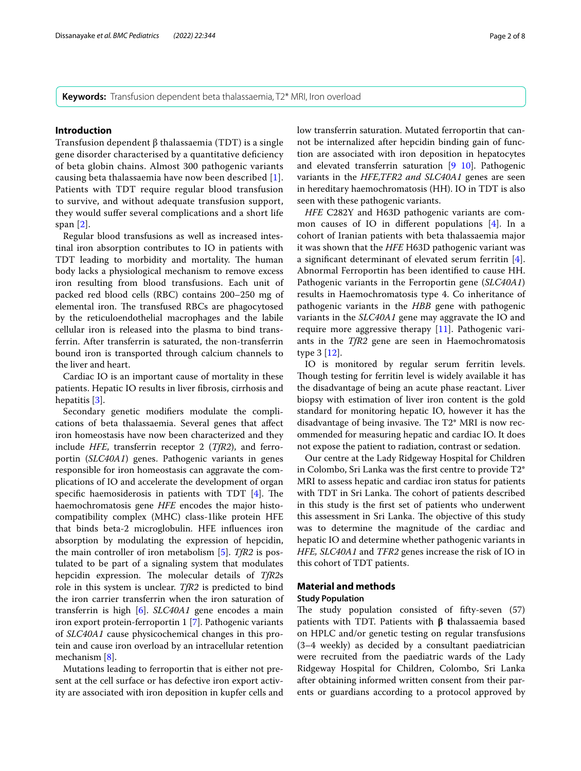**Keywords:** Transfusion dependent beta thalassaemia, T2* MRI, Iron overload

## Introduction

Transfusion dependent β thalassaemia (TDT) is a single gene disorder characterised by a quantitative deficiency of beta globin chains. Almost 300 pathogenic variants causing beta thalassaemia have now been described [1]. Patients with TDT require regular blood transfusion to survive, and without adequate transfusion support, they would suffer several complications and a short life span [2].

Regular blood transfusions as well as increased intestinal iron absorption contributes to IO in patients with TDT leading to morbidity and mortality. The human body lacks a physiological mechanism to remove excess iron resulting from blood transfusions. Each unit of packed red blood cells (RBC) contains 200–250 mg of elemental iron. The transfused RBCs are phagocytosed by the reticuloendothelial macrophages and the labile cellular iron is released into the plasma to bind transferrin. After transferrin is saturated, the non-transferrin bound iron is transported through calcium channels to the liver and heart.

Cardiac IO is an important cause of mortality in these patients. Hepatic IO results in liver fibrosis, cirrhosis and hepatitis [3].

Secondary genetic modifiers modulate the complications of beta thalassaemia. Several genes that affect iron homeostasis have now been characterized and they include *HFE*, transferrin receptor 2 (*TfR2*), and ferroportin (*SLC40A1*) genes. Pathogenic variants in genes responsible for iron homeostasis can aggravate the complications of IO and accelerate the development of organ specific haemosiderosis in patients with TDT [4]. The haemochromatosis gene *HFE* encodes the major histocompatibility complex (MHC) class-1like protein HFE that binds beta-2 microglobulin. HFE influences iron absorption by modulating the expression of hepcidin, the main controller of iron metabolism [5]. *TfR2* is postulated to be part of a signaling system that modulates hepcidin expression. The molecular details of *TfR2*s role in this system is unclear. *TfR2* is predicted to bind the iron carrier transferrin when the iron saturation of transferrin is high [6]. *SLC40A1* gene encodes a main iron export protein-ferroportin 1 [7]. Pathogenic variants of *SLC40A1* cause physicochemical changes in this protein and cause iron overload by an intracellular retention mechanism [8].

Mutations leading to ferroportin that is either not present at the cell surface or has defective iron export activity are associated with iron deposition in kupfer cells and low transferrin saturation. Mutated ferroportin that cannot be internalized after hepcidin binding gain of function are associated with iron deposition in hepatocytes and elevated transferrin saturation [9 10]. Pathogenic variants in the *HFE,TFR2 and SLC40A1* genes are seen in hereditary haemochromatosis (HH). IO in TDT is also seen with these pathogenic variants.

*HFE* C282Y and H63D pathogenic variants are common causes of IO in different populations [4]. In a cohort of Iranian patients with beta thalassaemia major it was shown that the *HFE* H63D pathogenic variant was a significant determinant of elevated serum ferritin [4]. Abnormal Ferroportin has been identified to cause HH. Pathogenic variants in the Ferroportin gene (*SLC40A1*) results in Haemochromatosis type 4. Co inheritance of pathogenic variants in the *HBB* gene with pathogenic variants in the *SLC40A1* gene may aggravate the IO and require more aggressive therapy [11]. Pathogenic variants in the *TfR2* gene are seen in Haemochromatosis type 3 [12].

IO is monitored by regular serum ferritin levels. Though testing for ferritin level is widely available it has the disadvantage of being an acute phase reactant. Liver biopsy with estimation of liver iron content is the gold standard for monitoring hepatic IO, however it has the disadvantage of being invasive. The T2* MRI is now recommended for measuring hepatic and cardiac IO. It does not expose the patient to radiation, contrast or sedation.

Our centre at the Lady Ridgeway Hospital for Children in Colombo, Sri Lanka was the first centre to provide T2* MRI to assess hepatic and cardiac iron status for patients with TDT in Sri Lanka. The cohort of patients described in this study is the first set of patients who underwent this assessment in Sri Lanka. The objective of this study was to determine the magnitude of the cardiac and hepatic IO and determine whether pathogenic variants in *HFE, SLC40A1* and *TFR2* genes increase the risk of IO in this cohort of TDT patients.

## Material and methods

### Study Population

The study population consisted of fifty-seven (57) patients with TDT. Patients with **β t**halassaemia based on HPLC and/or genetic testing on regular transfusions (3–4 weekly) as decided by a consultant paediatrician were recruited from the paediatric wards of the Lady Ridgeway Hospital for Children, Colombo, Sri Lanka after obtaining informed written consent from their parents or guardians according to a protocol approved by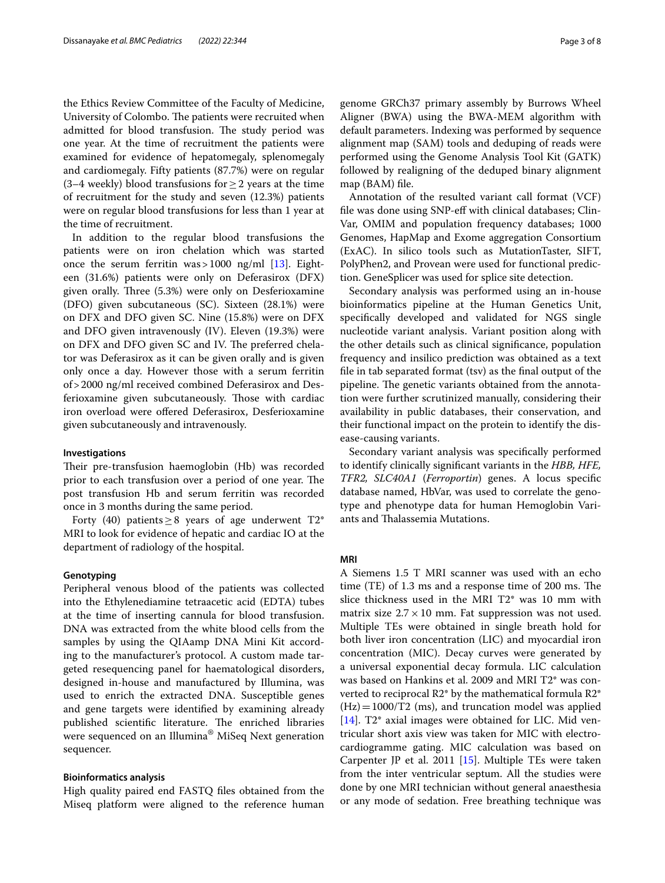the Ethics Review Committee of the Faculty of Medicine, University of Colombo. The patients were recruited when admitted for blood transfusion. The study period was one year. At the time of recruitment the patients were examined for evidence of hepatomegaly, splenomegaly and cardiomegaly. Fifty patients (87.7%) were on regular (3–4 weekly) blood transfusions for $\geq 2$ years at the time of recruitment for the study and seven (12.3%) patients were on regular blood transfusions for less than 1 year at the time of recruitment.

In addition to the regular blood transfusions the patients were on iron chelation which was started once the serum ferritin was > 1000 ng/ml [13]. Eighteen (31.6%) patients were only on Deferasirox (DFX) given orally. Three (5.3%) were only on Desferioxamine (DFO) given subcutaneous (SC). Sixteen (28.1%) were on DFX and DFO given SC. Nine (15.8%) were on DFX and DFO given intravenously (IV). Eleven (19.3%) were on DFX and DFO given SC and IV. The preferred chelator was Deferasirox as it can be given orally and is given only once a day. However those with a serum ferritin of > 2000 ng/ml received combined Deferasirox and Desferioxamine given subcutaneously. Those with cardiac iron overload were offered Deferasirox, Desferioxamine given subcutaneously and intravenously.

#### Investigations

Their pre-transfusion haemoglobin (Hb) was recorded prior to each transfusion over a period of one year. The post transfusion Hb and serum ferritin was recorded once in 3 months during the same period.

Forty (40) patients $\geq 8$ years of age underwent T2* MRI to look for evidence of hepatic and cardiac IO at the department of radiology of the hospital.

#### Genotyping

Peripheral venous blood of the patients was collected into the Ethylenediamine tetraacetic acid (EDTA) tubes at the time of inserting cannula for blood transfusion. DNA was extracted from the white blood cells from the samples by using the QIAamp DNA Mini Kit according to the manufacturer's protocol. A custom made targeted resequencing panel for haematological disorders, designed in-house and manufactured by Illumina, was used to enrich the extracted DNA. Susceptible genes and gene targets were identified by examining already published scientific literature. The enriched libraries were sequenced on an Illumina® MiSeq Next generation sequencer.

#### Bioinformatics analysis

High quality paired end FASTQ files obtained from the Miseq platform were aligned to the reference human genome GRCh37 primary assembly by Burrows Wheel Aligner (BWA) using the BWA-MEM algorithm with default parameters. Indexing was performed by sequence alignment map (SAM) tools and deduping of reads were performed using the Genome Analysis Tool Kit (GATK) followed by realigning of the deduped binary alignment map (BAM) file.

Annotation of the resulted variant call format (VCF) file was done using SNP-eff with clinical databases; ClinVar, OMIM and population frequency databases; 1000 Genomes, HapMap and Exome aggregation Consortium (ExAC). In silico tools such as MutationTaster, SIFT, PolyPhen2, and Provean were used for functional prediction. GeneSplicer was used for splice site detection.

Secondary analysis was performed using an in-house bioinformatics pipeline at the Human Genetics Unit, specifically developed and validated for NGS single nucleotide variant analysis. Variant position along with the other details such as clinical significance, population frequency and insilico prediction was obtained as a text file in tab separated format (tsv) as the final output of the pipeline. The genetic variants obtained from the annotation were further scrutinized manually, considering their availability in public databases, their conservation, and their functional impact on the protein to identify the disease-causing variants.

Secondary variant analysis was specifically performed to identify clinically significant variants in the *HBB, HFE, TFR2, SLC40A1* (*Ferroportin*) genes. A locus specific database named, HbVar, was used to correlate the genotype and phenotype data for human Hemoglobin Variants and Thalassemia Mutations.

#### MRI

A Siemens 1.5 T MRI scanner was used with an echo time (TE) of 1.3 ms and a response time of 200 ms. The slice thickness used in the MRI T2* was 10 mm with matrix size $2.7 \times 10$ mm. Fat suppression was not used. Multiple TEs were obtained in single breath hold for both liver iron concentration (LIC) and myocardial iron concentration (MIC). Decay curves were generated by a universal exponential decay formula. LIC calculation was based on Hankins et al. 2009 and MRI T2* was converted to reciprocal R2* by the mathematical formula R2* (Hz) = 1000/T2 (ms), and truncation model was applied [14]. T2* axial images were obtained for LIC. Mid ventricular short axis view was taken for MIC with electrocardiogramme gating. MIC calculation was based on Carpenter JP et al. 2011 [15]. Multiple TEs were taken from the inter ventricular septum. All the studies were done by one MRI technician without general anaesthesia or any mode of sedation. Free breathing technique was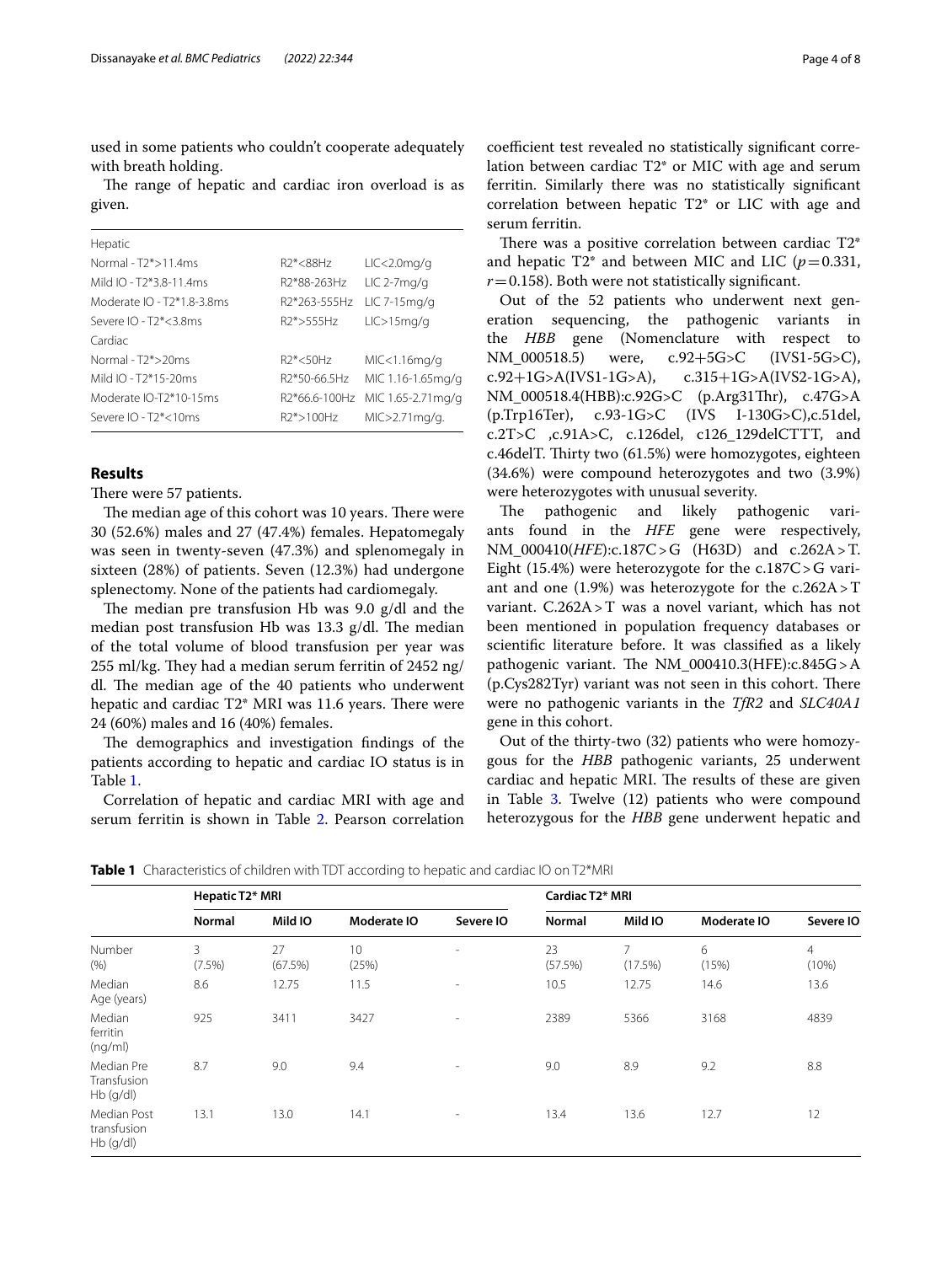used in some patients who couldn't cooperate adequately with breath holding.

The range of hepatic and cardiac iron overload is as given.

| Hepatic | | |
|---|---|---|
| Normal - T2*>11.4ms | R2*<88Hz | LIC<2.0mg/g |
| Mild IO - T2*3.8-11.4ms | R2*88-263Hz | LIC 2-7mg/g |
| Moderate IO - T2*1.8-3.8ms | R2*263-555Hz | LIC 7-15mg/g |
| Severe IO - T2*<3.8ms | R2*>555Hz | LIC>15mg/g |
| Cardiac | | |
| Normal - T2*>20ms | R2*<50Hz | MIC<1.16mg/g |
| Mild IO - T2*15-20ms | R2*50-66.5Hz | MIC 1.16-1.65mg/g |
| Moderate IO-T2*10-15ms | R2*66.6-100Hz | MIC 1.65-2.71mg/g |
| Severe IO - T2*<10ms | R2*>100Hz | MIC>2.71mg/g. |

## Results

There were 57 patients.

The median age of this cohort was 10 years. There were 30 (52.6%) males and 27 (47.4%) females. Hepatomegaly was seen in twenty-seven (47.3%) and splenomegaly in sixteen (28%) of patients. Seven (12.3%) had undergone splenectomy. None of the patients had cardiomegaly.

The median pre transfusion Hb was 9.0 g/dl and the median post transfusion Hb was 13.3 g/dl. The median of the total volume of blood transfusion per year was 255 ml/kg. They had a median serum ferritin of 2452 ng/dl. The median age of the 40 patients who underwent hepatic and cardiac T2* MRI was 11.6 years. There were 24 (60%) males and 16 (40%) females.

The demographics and investigation findings of the patients according to hepatic and cardiac IO status is in Table 1.

Correlation of hepatic and cardiac MRI with age and serum ferritin is shown in Table 2. Pearson correlation coefficient test revealed no statistically significant correlation between cardiac T2* or MIC with age and serum ferritin. Similarly there was no statistically significant correlation between hepatic T2* or LIC with age and serum ferritin.

There was a positive correlation between cardiac T2* and hepatic T2* and between MIC and LIC ($p=0.331$, $r=0.158$). Both were not statistically significant.

Out of the 52 patients who underwent next generation sequencing, the pathogenic variants in the *HBB* gene (Nomenclature with respect to NM_000518.5) were, c.92+5G>C (IVS1-5G>C), c.92+1G>A(IVS1-1G>A), c.315+1G>A(IVS2-1G>A), NM_000518.4(HBB):c.92G>C (p.Arg31Thr), c.47G>A (p.Trp16Ter), c.93-1G>C (IVS I-130G>C),c.51del, c.2T>C ,c.91A>C, c.126del, c126_129delCTTT, and c.46delT. Thirty two (61.5%) were homozygotes, eighteen (34.6%) were compound heterozygotes and two (3.9%) were heterozygotes with unusual severity.

The pathogenic and likely pathogenic variants found in the *HFE* gene were respectively, NM_000410(*HFE*):c.187C>G (H63D) and c.262A>T. Eight (15.4%) were heterozygote for the c.187C>G variant and one (1.9%) was heterozygote for the c.262A>T variant. C.262A>T was a novel variant, which has not been mentioned in population frequency databases or scientific literature before. It was classified as a likely pathogenic variant. The NM_000410.3(HFE):c.845G>A (p.Cys282Tyr) variant was not seen in this cohort. There were no pathogenic variants in the *TfR2* and *SLC40A1* gene in this cohort.

Out of the thirty-two (32) patients who were homozygous for the *HBB* pathogenic variants, 25 underwent cardiac and hepatic MRI. The results of these are given in Table 3. Twelve (12) patients who were compound heterozygous for the *HBB* gene underwent hepatic and

**Table 1** Characteristics of children with TDT according to hepatic and cardiac IO on T2*MRI

| | Hepatic T2* MRI | | | | Cardiac T2* MRI | | | |
|---|---|---|---|---|---|---|---|---|
| | Normal | Mild IO | Moderate IO | Severe IO | Normal | Mild IO | Moderate IO | Severe IO |
| Number (%) | 3 (7.5%) | 27 (67.5%) | 10 (25%) | - | 23 (57.5%) | 7 (17.5%) | 6 (15%) | 4 (10%) |
| Median Age (years) | 8.6 | 12.75 | 11.5 | - | 10.5 | 12.75 | 14.6 | 13.6 |
| Median ferritin (ng/ml) | 925 | 3411 | 3427 | - | 2389 | 5366 | 3168 | 4839 |
| Median Pre Transfusion Hb (g/dl) | 8.7 | 9.0 | 9.4 | - | 9.0 | 8.9 | 9.2 | 8.8 |
| Median Post transfusion Hb (g/dl) | 13.1 | 13.0 | 14.1 | - | 13.4 | 13.6 | 12.7 | 12 |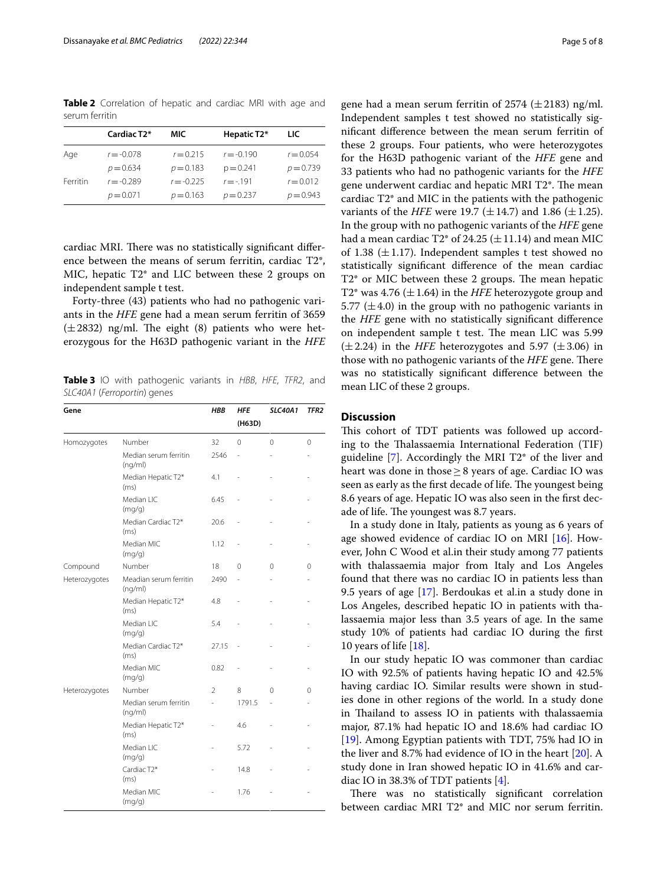**Table 2** Correlation of hepatic and cardiac MRI with age and serum ferritin

| | Cardiac T2* | MIC | Hepatic T2* | LIC |
|---|---|---|---|---|
| Age | r = -0.078 | r = 0.215 | r = -0.190 | r = 0.054 |
| | p = 0.634 | p = 0.183 | p = 0.241 | p = 0.739 |
| Ferritin | r = -0.289 | r = -0.225 | r = -.191 | r = 0.012 |
| | p = 0.071 | p = 0.163 | p = 0.237 | p = 0.943 |

cardiac MRI. There was no statistically significant difference between the means of serum ferritin, cardiac T2*, MIC, hepatic T2* and LIC between these 2 groups on independent sample t test.

Forty-three (43) patients who had no pathogenic variants in the *HFE* gene had a mean serum ferritin of 3659 (±2832) ng/ml. The eight (8) patients who were heterozygous for the H63D pathogenic variant in the *HFE* gene had a mean serum ferritin of 2574 (±2183) ng/ml. Independent samples t test showed no statistically significant difference between the mean serum ferritin of these 2 groups. Four patients, who were heterozygotes for the H63D pathogenic variant of the *HFE* gene and 33 patients who had no pathogenic variants for the *HFE* gene underwent cardiac and hepatic MRI T2*. The mean cardiac T2* and MIC in the patients with the pathogenic variants of the *HFE* were 19.7 (±14.7) and 1.86 (±1.25). In the group with no pathogenic variants of the *HFE* gene had a mean cardiac T2* of 24.25 (±11.14) and mean MIC of 1.38 (±1.17). Independent samples t test showed no statistically significant difference of the mean cardiac T2* or MIC between these 2 groups. The mean hepatic T2* was 4.76 (±1.64) in the *HFE* heterozygote group and 5.77 (±4.0) in the group with no pathogenic variants in the *HFE* gene with no statistically significant difference on independent sample t test. The mean LIC was 5.99 (±2.24) in the *HFE* heterozygotes and 5.97 (±3.06) in those with no pathogenic variants of the *HFE* gene. There was no statistically significant difference between the mean LIC of these 2 groups.

**Table 3** IO with pathogenic variants in *HBB*, *HFE*, *TFR2*, and *SLC40A1* (*Ferroportin*) genes

| Gene | | *HBB* | *HFE* (H63D) | *SLC40A1* | *TFR2* |
|---|---|---|---|---|---|
| Homozygotes | Number | 32 | 0 | 0 | 0 |
| | Median serum ferritin (ng/ml) | 2546 | - | - | - |
| | Median Hepatic T2* (ms) | 4.1 | - | - | - |
| | Median LIC (mg/g) | 6.45 | - | - | - |
| | Median Cardiac T2* (ms) | 20.6 | - | - | - |
| | Median MIC (mg/g) | 1.12 | - | - | - |
| Compound Heterozygotes | Number | 18 | 0 | 0 | 0 |
| | Meadian serum ferritin (ng/ml) | 2490 | - | - | - |
| | Median Hepatic T2* (ms) | 4.8 | - | - | - |
| | Median LIC (mg/g) | 5.4 | - | - | - |
| | Median Cardiac T2* (ms) | 27.15 | - | - | - |
| | Median MIC (mg/g) | 0.82 | - | - | - |
| Heterozygotes | Number | 2 | 8 | 0 | 0 |
| | Median serum ferritin (ng/ml) | - | 1791.5 | - | - |
| | Median Hepatic T2* (ms) | - | 4.6 | - | - |
| | Median LIC (mg/g) | - | 5.72 | - | - |
| | Cardiac T2* (ms) | - | 14.8 | - | - |
| | Median MIC (mg/g) | - | 1.76 | - | - |

## Discussion

This cohort of TDT patients was followed up according to the Thalassaemia International Federation (TIF) guideline [7]. Accordingly the MRI T2* of the liver and heart was done in those ≥ 8 years of age. Cardiac IO was seen as early as the first decade of life. The youngest being 8.6 years of age. Hepatic IO was also seen in the first decade of life. The youngest was 8.7 years.

In a study done in Italy, patients as young as 6 years of age showed evidence of cardiac IO on MRI [16]. However, John C Wood et al.in their study among 77 patients with thalassaemia major from Italy and Los Angeles found that there was no cardiac IO in patients less than 9.5 years of age [17]. Berdoukas et al.in a study done in Los Angeles, described hepatic IO in patients with thalassaemia major less than 3.5 years of age. In the same study 10% of patients had cardiac IO during the first 10 years of life [18].

In our study hepatic IO was commoner than cardiac IO with 92.5% of patients having hepatic IO and 42.5% having cardiac IO. Similar results were shown in studies done in other regions of the world. In a study done in Thailand to assess IO in patients with thalassaemia major, 87.1% had hepatic IO and 18.6% had cardiac IO [19]. Among Egyptian patients with TDT, 75% had IO in the liver and 8.7% had evidence of IO in the heart [20]. A study done in Iran showed hepatic IO in 41.6% and cardiac IO in 38.3% of TDT patients [4].

There was no statistically significant correlation between cardiac MRI T2* and MIC nor serum ferritin.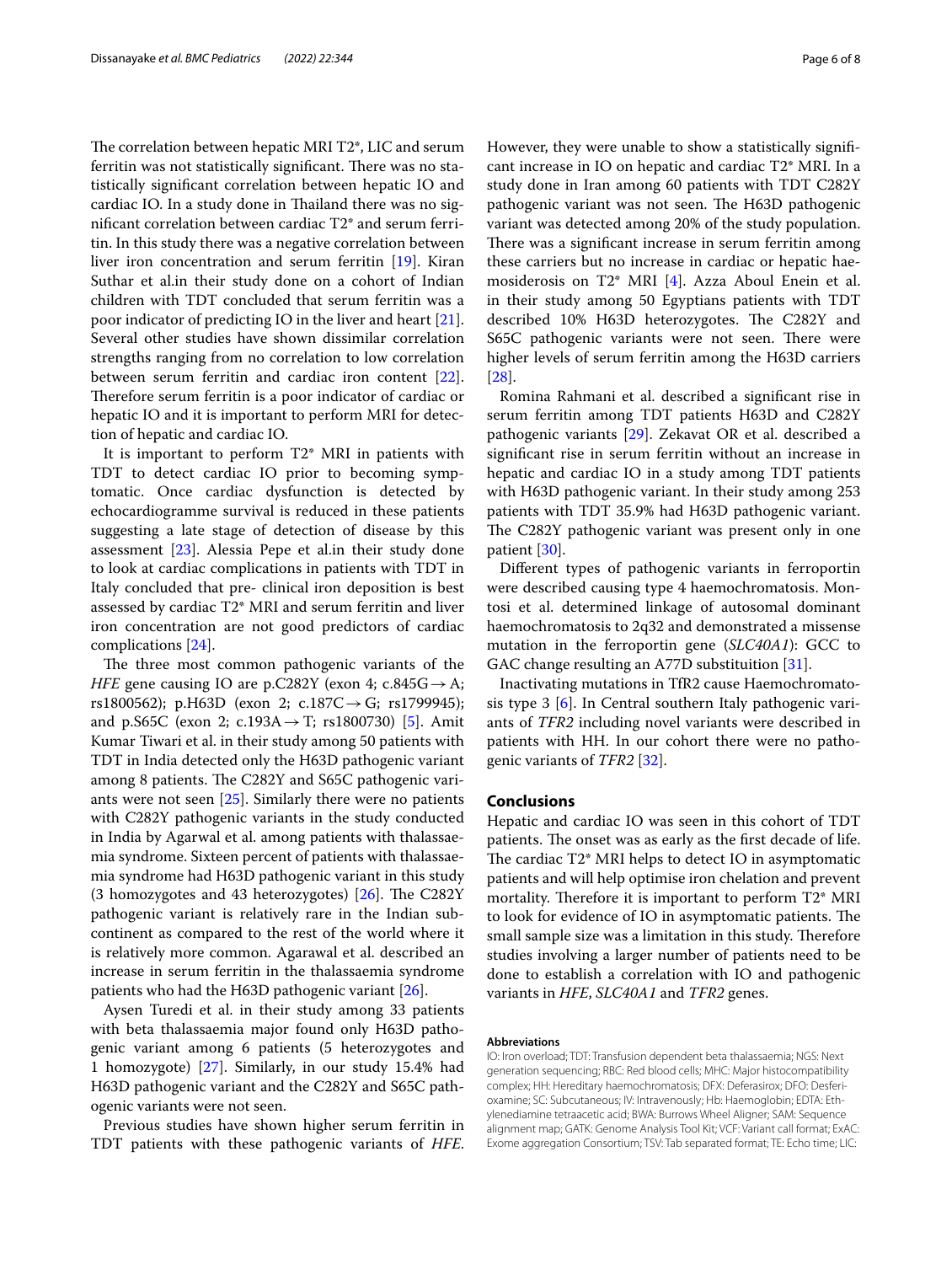The correlation between hepatic MRI T2*, LIC and serum ferritin was not statistically significant. There was no statistically significant correlation between hepatic IO and cardiac IO. In a study done in Thailand there was no significant correlation between cardiac T2* and serum ferritin. In this study there was a negative correlation between liver iron concentration and serum ferritin [19]. Kiran Suthar et al.in their study done on a cohort of Indian children with TDT concluded that serum ferritin was a poor indicator of predicting IO in the liver and heart [21]. Several other studies have shown dissimilar correlation strengths ranging from no correlation to low correlation between serum ferritin and cardiac iron content [22]. Therefore serum ferritin is a poor indicator of cardiac or hepatic IO and it is important to perform MRI for detection of hepatic and cardiac IO.

It is important to perform T2* MRI in patients with TDT to detect cardiac IO prior to becoming symptomatic. Once cardiac dysfunction is detected by echocardiogramme survival is reduced in these patients suggesting a late stage of detection of disease by this assessment [23]. Alessia Pepe et al.in their study done to look at cardiac complications in patients with TDT in Italy concluded that pre- clinical iron deposition is best assessed by cardiac T2* MRI and serum ferritin and liver iron concentration are not good predictors of cardiac complications [24].

The three most common pathogenic variants of the *HFE* gene causing IO are p.C282Y (exon 4; c.845G → A; rs1800562); p.H63D (exon 2; c.187C → G; rs1799945); and p.S65C (exon 2; c.193A → T; rs1800730) [5]. Amit Kumar Tiwari et al. in their study among 50 patients with TDT in India detected only the H63D pathogenic variant among 8 patients. The C282Y and S65C pathogenic variants were not seen [25]. Similarly there were no patients with C282Y pathogenic variants in the study conducted in India by Agarwal et al. among patients with thalassaemia syndrome. Sixteen percent of patients with thalassaemia syndrome had H63D pathogenic variant in this study (3 homozygotes and 43 heterozygotes) [26]. The C282Y pathogenic variant is relatively rare in the Indian subcontinent as compared to the rest of the world where it is relatively more common. Agarawal et al. described an increase in serum ferritin in the thalassaemia syndrome patients who had the H63D pathogenic variant [26].

Aysen Turedi et al. in their study among 33 patients with beta thalassaemia major found only H63D pathogenic variant among 6 patients (5 heterozygotes and 1 homozygote) [27]. Similarly, in our study 15.4% had H63D pathogenic variant and the C282Y and S65C pathogenic variants were not seen.

Previous studies have shown higher serum ferritin in TDT patients with these pathogenic variants of *HFE*. However, they were unable to show a statistically significant increase in IO on hepatic and cardiac T2* MRI. In a study done in Iran among 60 patients with TDT C282Y pathogenic variant was not seen. The H63D pathogenic variant was detected among 20% of the study population. There was a significant increase in serum ferritin among these carriers but no increase in cardiac or hepatic haemosiderosis on T2* MRI [4]. Azza Aboul Enein et al. in their study among 50 Egyptians patients with TDT described 10% H63D heterozygotes. The C282Y and S65C pathogenic variants were not seen. There were higher levels of serum ferritin among the H63D carriers [28].

Romina Rahmani et al. described a significant rise in serum ferritin among TDT patients H63D and C282Y pathogenic variants [29]. Zekavat OR et al. described a significant rise in serum ferritin without an increase in hepatic and cardiac IO in a study among TDT patients with H63D pathogenic variant. In their study among 253 patients with TDT 35.9% had H63D pathogenic variant. The C282Y pathogenic variant was present only in one patient [30].

Different types of pathogenic variants in ferroportin were described causing type 4 haemochromatosis. Montosi et al. determined linkage of autosomal dominant haemochromatosis to 2q32 and demonstrated a missense mutation in the ferroportin gene (*SLC40A1*): GCC to GAC change resulting an A77D substituition [31].

Inactivating mutations in TfR2 cause Haemochromatosis type 3 [6]. In Central southern Italy pathogenic variants of *TFR2* including novel variants were described in patients with HH. In our cohort there were no pathogenic variants of *TFR2* [32].

## Conclusions

Hepatic and cardiac IO was seen in this cohort of TDT patients. The onset was as early as the first decade of life. The cardiac T2* MRI helps to detect IO in asymptomatic patients and will help optimise iron chelation and prevent mortality. Therefore it is important to perform T2* MRI to look for evidence of IO in asymptomatic patients. The small sample size was a limitation in this study. Therefore studies involving a larger number of patients need to be done to establish a correlation with IO and pathogenic variants in *HFE*, *SLC40A1* and *TFR2* genes.

#### Abbreviations

IO: Iron overload; TDT: Transfusion dependent beta thalassaemia; NGS: Next generation sequencing; RBC: Red blood cells; MHC: Major histocompatibility complex; HH: Hereditary haemochromatosis; DFX: Deferasirox; DFO: Desferioxamine; SC: Subcutaneous; IV: Intravenously; Hb: Haemoglobin; EDTA: Ethylenediamine tetraacetic acid; BWA: Burrows Wheel Aligner; SAM: Sequence alignment map; GATK: Genome Analysis Tool Kit; VCF: Variant call format; ExAC: Exome aggregation Consortium; TSV: Tab separated format; TE: Echo time; LIC: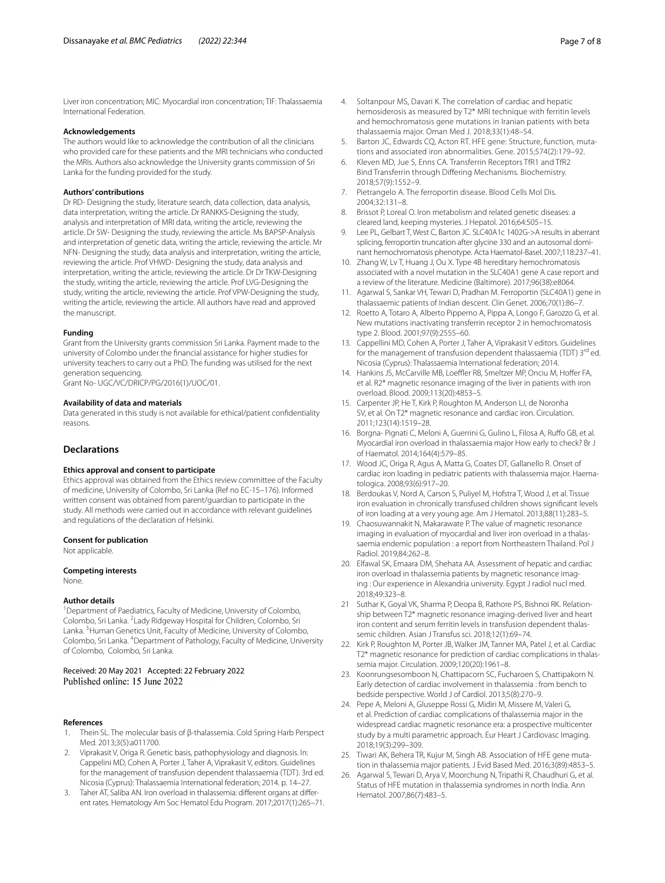Liver iron concentration; MIC: Myocardial iron concentration; TIF: Thalassaemia International Federation.

**Acknowledgements**

The authors would like to acknowledge the contribution of all the clinicians who provided care for these patients and the MRI technicians who conducted the MRIs. Authors also acknowledge the University grants commission of Sri Lanka for the funding provided for the study.

**Authors' contributions**

Dr RD- Designing the study, literature search, data collection, data analysis, data interpretation, writing the article. Dr RANKKS-Designing the study, analysis and interpretation of MRI data, writing the article, reviewing the article. Dr SW- Designing the study, reviewing the article. Ms BAPSP-Analysis and interpretation of genetic data, writing the article, reviewing the article. Mr NFN- Designing the study, data analysis and interpretation, writing the article, reviewing the article. Prof VHWD- Designing the study, data analysis and interpretation, writing the article, reviewing the article. Dr Dr TKW-Designing the study, writing the article, reviewing the article. Prof LVG-Designing the study, writing the article, reviewing the article. Prof VPW-Designing the study, writing the article, reviewing the article. All authors have read and approved the manuscript.

**Funding**

Grant from the University grants commission Sri Lanka. Payment made to the university of Colombo under the financial assistance for higher studies for university teachers to carry out a PhD. The funding was utilised for the next generation sequencing.

Grant No- UGC/VC/DRICP/PG/2016(1)/UOC/01.

**Availability of data and materials**

Data generated in this study is not available for ethical/patient confidentiality reasons.

## Declarations

**Ethics approval and consent to participate**

Ethics approval was obtained from the Ethics review committee of the Faculty of medicine, University of Colombo, Sri Lanka (Ref no EC-15–176). Informed written consent was obtained from parent/guardian to participate in the study. All methods were carried out in accordance with relevant guidelines and regulations of the declaration of Helsinki.

**Consent for publication**

Not applicable.

**Competing interests**

None.

**Author details**

[1]Department of Paediatrics, Faculty of Medicine, University of Colombo, Colombo, Sri Lanka. [2]Lady Ridgeway Hospital for Children, Colombo, Sri Lanka. [3]Human Genetics Unit, Faculty of Medicine, University of Colombo, Colombo, Sri Lanka. [4]Department of Pathology, Faculty of Medicine, University of Colombo, Colombo, Sri Lanka.

Received: 20 May 2021 Accepted: 22 February 2022
Published online: 15 June 2022

**References**

1. Thein SL. The molecular basis of β-thalassemia. Cold Spring Harb Perspect Med. 2013;3(5):a011700.
2. Viprakasit V, Origa R. Genetic basis, pathophysiology and diagnosis. In: Cappelini MD, Cohen A, Porter J, Taher A, Viprakasit V, editors. Guidelines for the management of transfusion dependent thalassaemia (TDT). 3rd ed. Nicosia (Cyprus): Thalassaemia International federation; 2014. p. 14–27.
3. Taher AT, Saliba AN. Iron overload in thalassemia: different organs at different rates. Hematology Am Soc Hematol Edu Program. 2017;2017(1):265–71.
4. Soltanpour MS, Davari K. The correlation of cardiac and hepatic hemosiderosis as measured by T2* MRI technique with ferritin levels and hemochromatosis gene mutations in Iranian patients with beta thalassaemia major. Oman Med J. 2018;33(1):48–54.
5. Barton JC, Edwards CQ, Acton RT. HFE gene: Structure, function, mutations and associated iron abnormalities. Gene. 2015;574(2):179–92.
6. Kleven MD, Jue S, Enns CA. Transferrin Receptors TfR1 and TfR2 Bind Transferrin through Differing Mechanisms. Biochemistry. 2018;57(9):1552–9.
7. Pietrangelo A. The ferroportin disease. Blood Cells Mol Dis. 2004;32:131–8.
8. Brissot P, Loreal O. Iron metabolism and related genetic diseases: a cleared land, keeping mysteries. J Hepatol. 2016;64:505–15.
9. Lee PL, Gelbart T, West C, Barton JC. SLC40A1c 1402G->A results in aberrant splicing, ferroportin truncation after glycine 330 and an autosomal dominant hemochromatosis phenotype. Acta Haematol-Basel. 2007;118:237–41.
10. Zhang W, Lv T, Huang J, Ou X. Type 4B hereditary hemochromatosis associated with a novel mutation in the SLC40A1 gene A case report and a review of the literature. Medicine (Baltimore). 2017;96(38):e8064.
11. Agarwal S, Sankar VH, Tewari D, Pradhan M. Ferroportin (SLC40A1) gene in thalassaemic patients of Indian descent. Clin Genet. 2006;70(1):86–7.
12. Roetto A, Totaro A, Alberto Pipperno A, Pippa A, Longo F, Garozzo G, et al. New mutations inactivating transferrin receptor 2 in hemochromatosis type 2. Blood. 2001;97(9):2555–60.
13. Cappellini MD, Cohen A, Porter J, Taher A, Viprakasit V editors. Guidelines for the management of transfusion dependent thalassaemia (TDT) 3rd ed. Nicosia (Cyprus): Thalassaemia International federation; 2014.
14. Hankins JS, McCarville MB, Loeffler RB, Smeltzer MP, Onciu M, Hoffer FA, et al. R2* magnetic resonance imaging of the liver in patients with iron overload. Blood. 2009;113(20):4853–5.
15. Carpenter JP, He T, Kirk P, Roughton M, Anderson LJ, de Noronha SV, et al. On T2* magnetic resonance and cardiac iron. Circulation. 2011;123(14):1519–28.
16. Borgna- Pignati C, Meloni A, Guerrini G, Gulino L, Filosa A, Ruffo GB, et al. Myocardial iron overload in thalassaemia major How early to check? Br J of Haematol. 2014;164(4):579–85.
17. Wood JC, Origa R, Agus A, Matta G, Coates DT, Gallanello R. Onset of cardiac iron loading in pediatric patients with thalassemia major. Haematologica. 2008;93(6):917–20.
18. Berdoukas V, Nord A, Carson S, Puliyel M, Hofstra T, Wood J, et al. Tissue iron evaluation in chronically transfused children shows significant levels of iron loading at a very young age. Am J Hematol. 2013;88(11):283–5.
19. Chaosuwannakit N, Makarawate P. The value of magnetic resonance imaging in evaluation of myocardial and liver iron overload in a thalassaemia endemic population : a report from Northeastern Thailand. Pol J Radiol. 2019;84:262–8.
20. Elfawal SK, Emaara DM, Shehata AA. Assessment of hepatic and cardiac iron overload in thalassemia patients by magnetic resonance imaging : Our experience in Alexandria university. Egypt J radiol nucl med. 2018;49:323–8.
21. Suthar K, Goyal VK, Sharma P, Deopa B, Rathore PS, Bishnoi RK. Relationship between T2* magnetic resonance imaging-derived liver and heart iron content and serum ferritin levels in transfusion dependent thalassemic children. Asian J Transfus sci. 2018;12(1):69–74.
22. Kirk P, Roughton M, Porter JB, Walker JM, Tanner MA, Patel J, et al. Cardiac T2* magnetic resonance for prediction of cardiac complications in thalassemia major. Circulation. 2009;120(20):1961–8.
23. Koonrungsesomboon N, Chattipacorn SC, Fucharoen S, Chattipakorn N. Early detection of cardiac involvement in thalassemia : from bench to bedside perspective. World J of Cardiol. 2013;5(8):270–9.
24. Pepe A, Meloni A, Gluseppe Rossi G, Midiri M, Missere M, Valeri G, et al. Prediction of cardiac complications of thalassemia major in the widespread cardiac magnetic resonance era: a prospective multicenter study by a multi parametric approach. Eur Heart J Cardiovasc Imaging. 2018;19(3):299–309.
25. Tiwari AK, Behera TR, Kujur M, Singh AB. Association of HFE gene mutation in thalassemia major patients. J Evid Based Med. 2016;3(89):4853–5.
26. Agarwal S, Tewari D, Arya V, Moorchung N, Tripathi R, Chaudhuri G, et al. Status of HFE mutation in thalassemia syndromes in north India. Ann Hematol. 2007;86(7):483–5.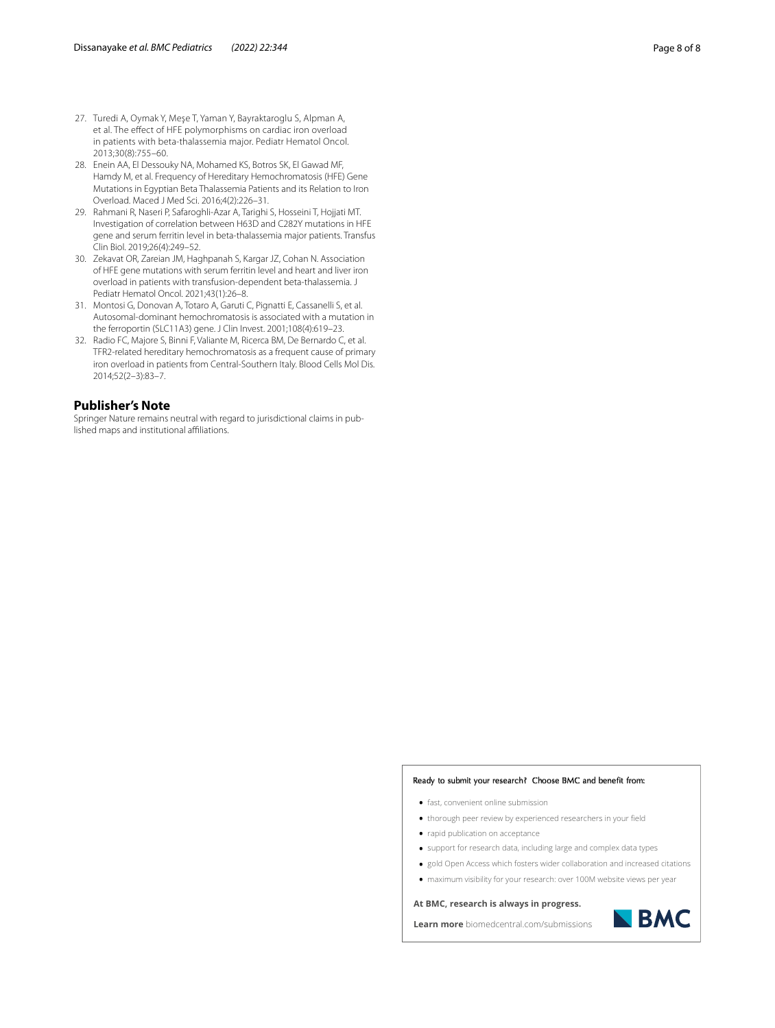27. Turedi A, Oymak Y, Meşe T, Yaman Y, Bayraktaroglu S, Alpman A, et al. The effect of HFE polymorphisms on cardiac iron overload in patients with beta-thalassemia major. Pediatr Hematol Oncol. 2013;30(8):755–60.
28. Enein AA, El Dessouky NA, Mohamed KS, Botros SK, El Gawad MF, Hamdy M, et al. Frequency of Hereditary Hemochromatosis (HFE) Gene Mutations in Egyptian Beta Thalassemia Patients and its Relation to Iron Overload. Maced J Med Sci. 2016;4(2):226–31.
29. Rahmani R, Naseri P, Safaroghli-Azar A, Tarighi S, Hosseini T, Hojjati MT. Investigation of correlation between H63D and C282Y mutations in HFE gene and serum ferritin level in beta-thalassemia major patients. Transfus Clin Biol. 2019;26(4):249–52.
30. Zekavat OR, Zareian JM, Haghpanah S, Kargar JZ, Cohan N. Association of HFE gene mutations with serum ferritin level and heart and liver iron overload in patients with transfusion-dependent beta-thalassemia. J Pediatr Hematol Oncol. 2021;43(1):26–8.
31. Montosi G, Donovan A, Totaro A, Garuti C, Pignatti E, Cassanelli S, et al. Autosomal-dominant hemochromatosis is associated with a mutation in the ferroportin (SLC11A3) gene. J Clin Invest. 2001;108(4):619–23.
32. Radio FC, Majore S, Binni F, Valiante M, Ricerca BM, De Bernardo C, et al. TFR2-related hereditary hemochromatosis as a frequent cause of primary iron overload in patients from Central-Southern Italy. Blood Cells Mol Dis. 2014;52(2–3):83–7.

## Publisher's Note

Springer Nature remains neutral with regard to jurisdictional claims in published maps and institutional affiliations.

Ready to submit your research? Choose BMC and benefit from:

- fast, convenient online submission
- thorough peer review by experienced researchers in your field
- rapid publication on acceptance
- support for research data, including large and complex data types
- gold Open Access which fosters wider collaboration and increased citations
- maximum visibility for your research: over 100M website views per year

**At BMC, research is always in progress.**

**Learn more** biomedcentral.com/submissions

BMC